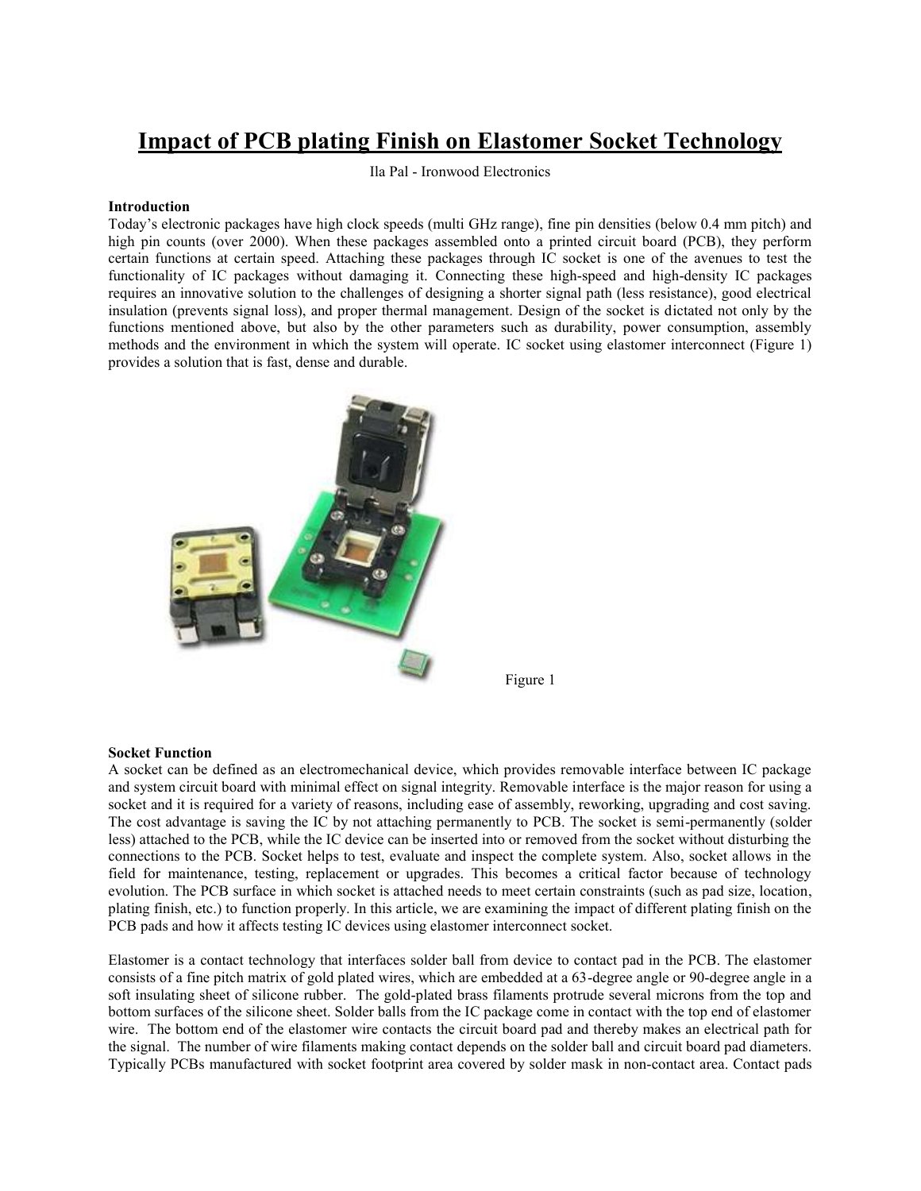# Impact of PCB plating Finish on Elastomer Socket Technology

Ila Pal - Ironwood Electronics

**Introduction**

Today's electronic packages have high clock speeds (multi GHz range), fine pin densities (below 0.4 mm pitch) and high pin counts (over 2000). When these packages assembled onto a printed circuit board (PCB), they perform certain functions at certain speed. Attaching these packages through IC socket is one of the avenues to test the functionality of IC packages without damaging it. Connecting these high-speed and high-density IC packages requires an innovative solution to the challenges of designing a shorter signal path (less resistance), good electrical insulation (prevents signal loss), and proper thermal management. Design of the socket is dictated not only by the functions mentioned above, but also by the other parameters such as durability, power consumption, assembly methods and the environment in which the system will operate. IC socket using elastomer interconnect (Figure 1) provides a solution that is fast, dense and durable.

Figure 1

**Socket Function**

A socket can be defined as an electromechanical device, which provides removable interface between IC package and system circuit board with minimal effect on signal integrity. Removable interface is the major reason for using a socket and it is required for a variety of reasons, including ease of assembly, reworking, upgrading and cost saving. The cost advantage is saving the IC by not attaching permanently to PCB. The socket is semi-permanently (solder less) attached to the PCB, while the IC device can be inserted into or removed from the socket without disturbing the connections to the PCB. Socket helps to test, evaluate and inspect the complete system. Also, socket allows in the field for maintenance, testing, replacement or upgrades. This becomes a critical factor because of technology evolution. The PCB surface in which socket is attached needs to meet certain constraints (such as pad size, location, plating finish, etc.) to function properly. In this article, we are examining the impact of different plating finish on the PCB pads and how it affects testing IC devices using elastomer interconnect socket.

Elastomer is a contact technology that interfaces solder ball from device to contact pad in the PCB. The elastomer consists of a fine pitch matrix of gold plated wires, which are embedded at a 63-degree angle or 90-degree angle in a soft insulating sheet of silicone rubber. The gold-plated brass filaments protrude several microns from the top and bottom surfaces of the silicone sheet. Solder balls from the IC package come in contact with the top end of elastomer wire. The bottom end of the elastomer wire contacts the circuit board pad and thereby makes an electrical path for the signal. The number of wire filaments making contact depends on the solder ball and circuit board pad diameters. Typically PCBs manufactured with socket footprint area covered by solder mask in non-contact area. Contact pads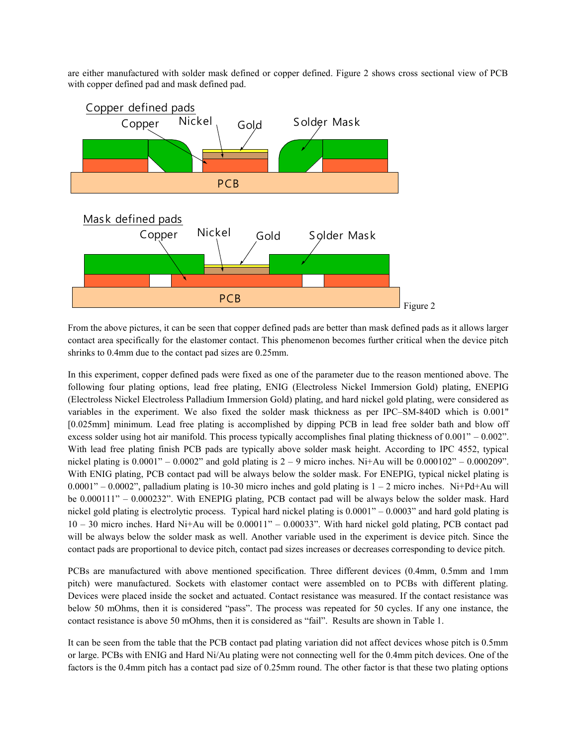are either manufactured with solder mask defined or copper defined. Figure 2 shows cross sectional view of PCB with copper defined pad and mask defined pad.

Figure 2

From the above pictures, it can be seen that copper defined pads are better than mask defined pads as it allows larger contact area specifically for the elastomer contact. This phenomenon becomes further critical when the device pitch shrinks to 0.4mm due to the contact pad sizes are 0.25mm.

In this experiment, copper defined pads were fixed as one of the parameter due to the reason mentioned above. The following four plating options, lead free plating, ENIG (Electroless Nickel Immersion Gold) plating, ENEPIG (Electroless Nickel Electroless Palladium Immersion Gold) plating, and hard nickel gold plating, were considered as variables in the experiment. We also fixed the solder mask thickness as per IPC–SM-840D which is 0.001" [0.025mm] minimum. Lead free plating is accomplished by dipping PCB in lead free solder bath and blow off excess solder using hot air manifold. This process typically accomplishes final plating thickness of 0.001" – 0.002". With lead free plating finish PCB pads are typically above solder mask height. According to IPC 4552, typical nickel plating is 0.0001" – 0.0002" and gold plating is 2 – 9 micro inches. Ni+Au will be 0.000102" – 0.000209". With ENIG plating, PCB contact pad will be always below the solder mask. For ENEPIG, typical nickel plating is 0.0001" – 0.0002", palladium plating is 10-30 micro inches and gold plating is 1 – 2 micro inches. Ni+Pd+Au will be 0.000111" – 0.000232". With ENEPIG plating, PCB contact pad will be always below the solder mask. Hard nickel gold plating is electrolytic process. Typical hard nickel plating is 0.0001" – 0.0003" and hard gold plating is 10 – 30 micro inches. Hard Ni+Au will be 0.00011" – 0.00033". With hard nickel gold plating, PCB contact pad will be always below the solder mask as well. Another variable used in the experiment is device pitch. Since the contact pads are proportional to device pitch, contact pad sizes increases or decreases corresponding to device pitch.

PCBs are manufactured with above mentioned specification. Three different devices (0.4mm, 0.5mm and 1mm pitch) were manufactured. Sockets with elastomer contact were assembled on to PCBs with different plating. Devices were placed inside the socket and actuated. Contact resistance was measured. If the contact resistance was below 50 mOhms, then it is considered "pass". The process was repeated for 50 cycles. If any one instance, the contact resistance is above 50 mOhms, then it is considered as "fail". Results are shown in Table 1.

It can be seen from the table that the PCB contact pad plating variation did not affect devices whose pitch is 0.5mm or large. PCBs with ENIG and Hard Ni/Au plating were not connecting well for the 0.4mm pitch devices. One of the factors is the 0.4mm pitch has a contact pad size of 0.25mm round. The other factor is that these two plating options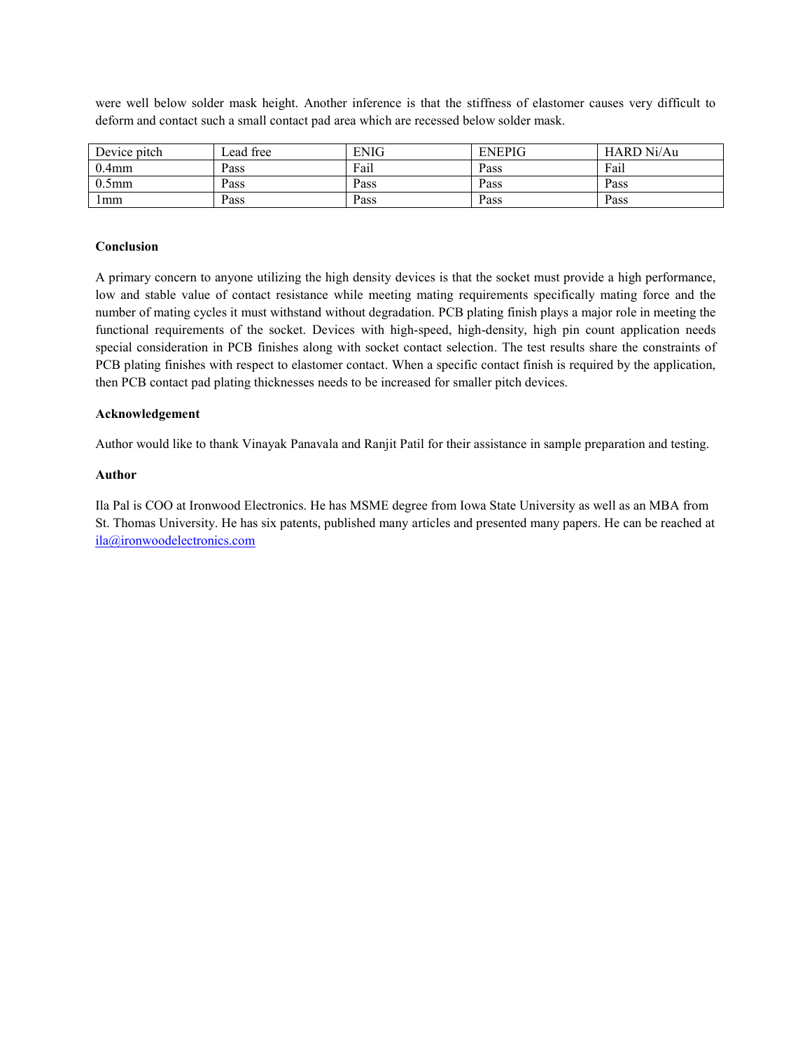were well below solder mask height. Another inference is that the stiffness of elastomer causes very difficult to deform and contact such a small contact pad area which are recessed below solder mask.

| Device pitch | Lead free | ENIG | ENEPIG | HARD Ni/Au |
|---|---|---|---|---|
| 0.4mm | Pass | Fail | Pass | Fail |
| 0.5mm | Pass | Pass | Pass | Pass |
| 1mm | Pass | Pass | Pass | Pass |

**Conclusion**

A primary concern to anyone utilizing the high density devices is that the socket must provide a high performance, low and stable value of contact resistance while meeting mating requirements specifically mating force and the number of mating cycles it must withstand without degradation. PCB plating finish plays a major role in meeting the functional requirements of the socket. Devices with high-speed, high-density, high pin count application needs special consideration in PCB finishes along with socket contact selection. The test results share the constraints of PCB plating finishes with respect to elastomer contact. When a specific contact finish is required by the application, then PCB contact pad plating thicknesses needs to be increased for smaller pitch devices.

**Acknowledgement**

Author would like to thank Vinayak Panavala and Ranjit Patil for their assistance in sample preparation and testing.

**Author**

Ila Pal is COO at Ironwood Electronics. He has MSME degree from Iowa State University as well as an MBA from St. Thomas University. He has six patents, published many articles and presented many papers. He can be reached at ila@ironwoodelectronics.com